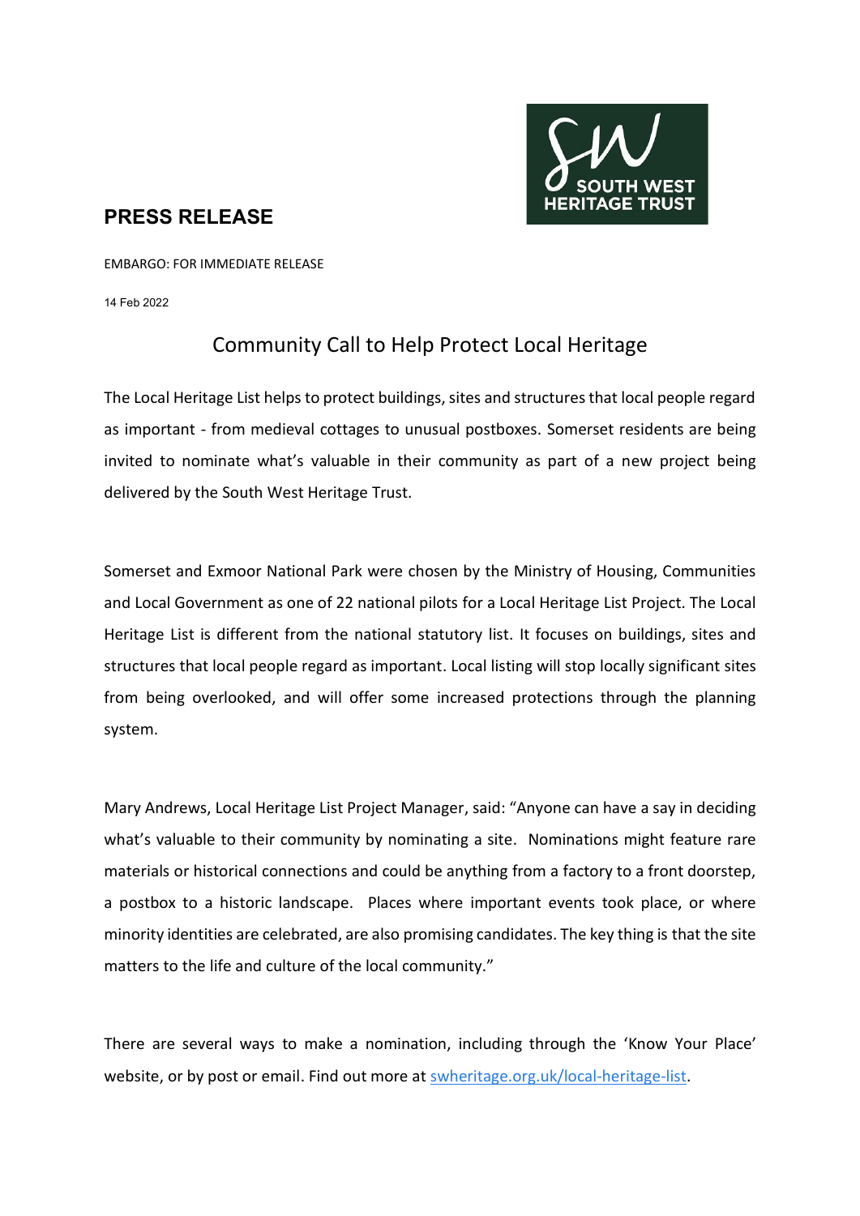SOUTH WEST HERITAGE TRUST

## PRESS RELEASE

EMBARGO: FOR IMMEDIATE RELEASE

14 Feb 2022

# Community Call to Help Protect Local Heritage

The Local Heritage List helps to protect buildings, sites and structures that local people regard as important - from medieval cottages to unusual postboxes. Somerset residents are being invited to nominate what's valuable in their community as part of a new project being delivered by the South West Heritage Trust.

Somerset and Exmoor National Park were chosen by the Ministry of Housing, Communities and Local Government as one of 22 national pilots for a Local Heritage List Project. The Local Heritage List is different from the national statutory list. It focuses on buildings, sites and structures that local people regard as important. Local listing will stop locally significant sites from being overlooked, and will offer some increased protections through the planning system.

Mary Andrews, Local Heritage List Project Manager, said: "Anyone can have a say in deciding what's valuable to their community by nominating a site. Nominations might feature rare materials or historical connections and could be anything from a factory to a front doorstep, a postbox to a historic landscape. Places where important events took place, or where minority identities are celebrated, are also promising candidates. The key thing is that the site matters to the life and culture of the local community."

There are several ways to make a nomination, including through the 'Know Your Place' website, or by post or email. Find out more at [swheritage.org.uk/local-heritage-list](swheritage.org.uk/local-heritage-list).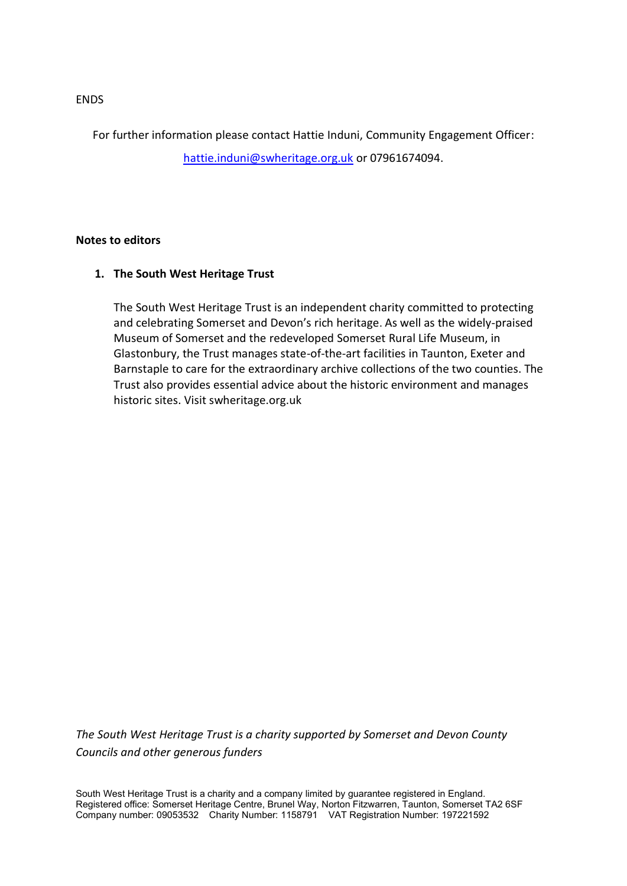ENDS

For further information please contact Hattie Induni, Community Engagement Officer: hattie.induni@swheritage.org.uk or 07961674094.

**Notes to editors**

1. **The South West Heritage Trust**

   The South West Heritage Trust is an independent charity committed to protecting and celebrating Somerset and Devon's rich heritage. As well as the widely-praised Museum of Somerset and the redeveloped Somerset Rural Life Museum, in Glastonbury, the Trust manages state-of-the-art facilities in Taunton, Exeter and Barnstaple to care for the extraordinary archive collections of the two counties. The Trust also provides essential advice about the historic environment and manages historic sites. Visit swheritage.org.uk

*The South West Heritage Trust is a charity supported by Somerset and Devon County Councils and other generous funders*

South West Heritage Trust is a charity and a company limited by guarantee registered in England.
Registered office: Somerset Heritage Centre, Brunel Way, Norton Fitzwarren, Taunton, Somerset TA2 6SF
Company number: 09053532 Charity Number: 1158791 VAT Registration Number: 197221592